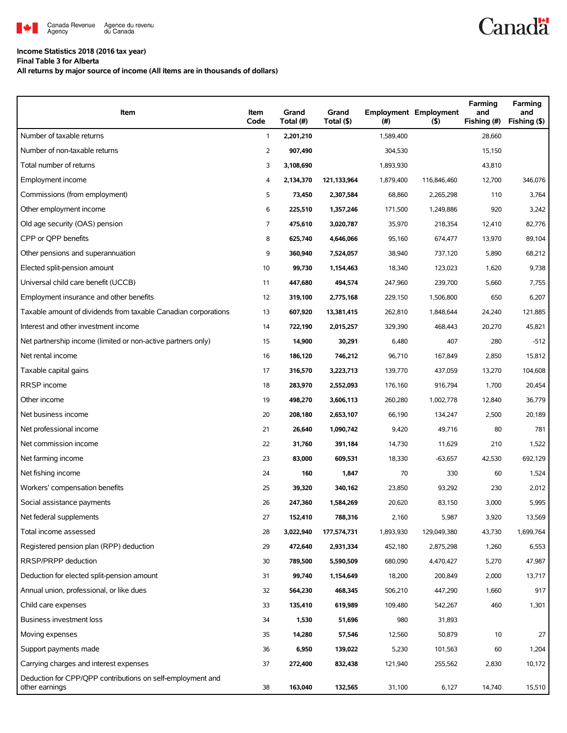Canada Revenue Agency / Agence du revenu du Canada

**Income Statistics 2018 (2016 tax year)**
**Final Table 3 for Alberta**
**All returns by major source of income (All items are in thousands of dollars)**

| Item | Item Code | Grand Total (#) | Grand Total ($) | Employment (#) | Employment ($) | Farming and Fishing (#) | Farming and Fishing ($) |
|---|---|---|---|---|---|---|---|
| Number of taxable returns | 1 | **2,201,210** | | 1,589,400 | | 28,660 | |
| Number of non-taxable returns | 2 | **907,490** | | 304,530 | | 15,150 | |
| Total number of returns | 3 | **3,108,690** | | 1,893,930 | | 43,810 | |
| Employment income | 4 | **2,134,370** | **121,133,964** | 1,879,400 | 116,846,460 | 12,700 | 346,076 |
| Commissions (from employment) | 5 | **73,450** | **2,307,584** | 68,860 | 2,265,298 | 110 | 3,764 |
| Other employment income | 6 | **225,510** | **1,357,246** | 171,500 | 1,249,886 | 920 | 3,242 |
| Old age security (OAS) pension | 7 | **475,610** | **3,020,787** | 35,970 | 218,354 | 12,410 | 82,776 |
| CPP or QPP benefits | 8 | **625,740** | **4,646,066** | 95,160 | 674,477 | 13,970 | 89,104 |
| Other pensions and superannuation | 9 | **360,940** | **7,524,057** | 38,940 | 737,120 | 5,890 | 68,212 |
| Elected split-pension amount | 10 | **99,730** | **1,154,463** | 18,340 | 123,023 | 1,620 | 9,738 |
| Universal child care benefit (UCCB) | 11 | **447,680** | **494,574** | 247,960 | 239,700 | 5,660 | 7,755 |
| Employment insurance and other benefits | 12 | **319,100** | **2,775,168** | 229,150 | 1,506,800 | 650 | 6,207 |
| Taxable amount of dividends from taxable Canadian corporations | 13 | **607,920** | **13,381,415** | 262,810 | 1,848,644 | 24,240 | 121,885 |
| Interest and other investment income | 14 | **722,190** | **2,015,257** | 329,390 | 468,443 | 20,270 | 45,821 |
| Net partnership income (limited or non-active partners only) | 15 | **14,900** | **30,291** | 6,480 | 407 | 280 | -512 |
| Net rental income | 16 | **186,120** | **746,212** | 96,710 | 167,849 | 2,850 | 15,812 |
| Taxable capital gains | 17 | **316,570** | **3,223,713** | 139,770 | 437,059 | 13,270 | 104,608 |
| RRSP income | 18 | **283,970** | **2,552,093** | 176,160 | 916,794 | 1,700 | 20,454 |
| Other income | 19 | **498,270** | **3,606,113** | 260,280 | 1,002,778 | 12,840 | 36,779 |
| Net business income | 20 | **208,180** | **2,653,107** | 66,190 | 134,247 | 2,500 | 20,189 |
| Net professional income | 21 | **26,640** | **1,090,742** | 9,420 | 49,716 | 80 | 781 |
| Net commission income | 22 | **31,760** | **391,184** | 14,730 | 11,629 | 210 | 1,522 |
| Net farming income | 23 | **83,000** | **609,531** | 18,330 | -63,657 | 42,530 | 692,129 |
| Net fishing income | 24 | **160** | **1,847** | 70 | 330 | 60 | 1,524 |
| Workers' compensation benefits | 25 | **39,320** | **340,162** | 23,850 | 93,292 | 230 | 2,012 |
| Social assistance payments | 26 | **247,360** | **1,584,269** | 20,620 | 83,150 | 3,000 | 5,995 |
| Net federal supplements | 27 | **152,410** | **788,316** | 2,160 | 5,987 | 3,920 | 13,569 |
| Total income assessed | 28 | **3,022,940** | **177,574,731** | 1,893,930 | 129,049,380 | 43,730 | 1,699,764 |
| Registered pension plan (RPP) deduction | 29 | **472,640** | **2,931,334** | 452,180 | 2,875,298 | 1,260 | 6,553 |
| RRSP/PRPP deduction | 30 | **789,500** | **5,590,509** | 680,090 | 4,470,427 | 5,270 | 47,987 |
| Deduction for elected split-pension amount | 31 | **99,740** | **1,154,649** | 18,200 | 200,849 | 2,000 | 13,717 |
| Annual union, professional, or like dues | 32 | **564,230** | **468,345** | 506,210 | 447,290 | 1,660 | 917 |
| Child care expenses | 33 | **135,410** | **619,989** | 109,480 | 542,267 | 460 | 1,301 |
| Business investment loss | 34 | **1,530** | **51,696** | 980 | 31,893 | | |
| Moving expenses | 35 | **14,280** | **57,546** | 12,560 | 50,879 | 10 | 27 |
| Support payments made | 36 | **6,950** | **139,022** | 5,230 | 101,563 | 60 | 1,204 |
| Carrying charges and interest expenses | 37 | **272,400** | **832,438** | 121,940 | 255,562 | 2,830 | 10,172 |
| Deduction for CPP/QPP contributions on self-employment and other earnings | 38 | **163,040** | **132,565** | 31,100 | 6,127 | 14,740 | 15,510 |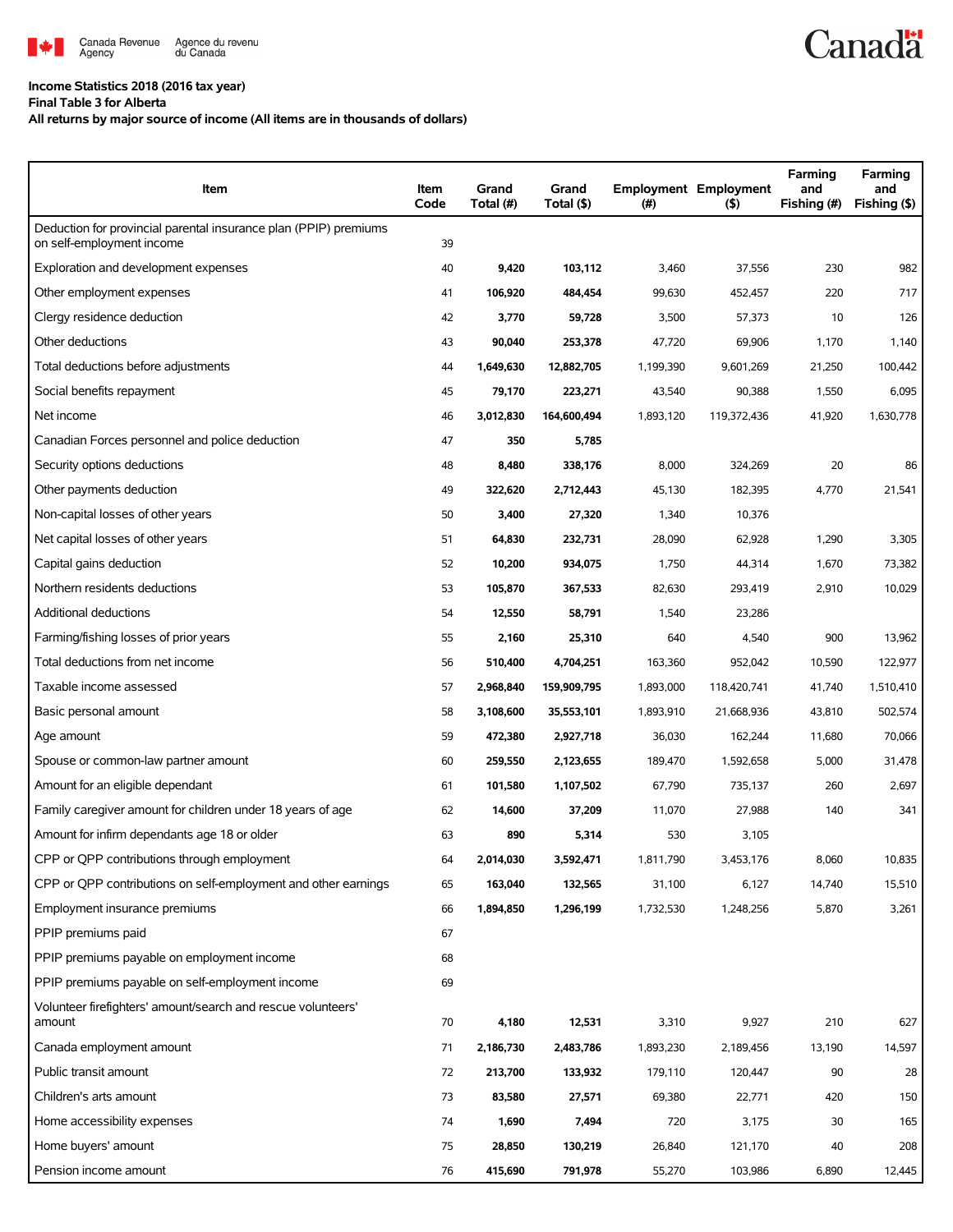**Income Statistics 2018 (2016 tax year)**
**Final Table 3 for Alberta**
**All returns by major source of income (All items are in thousands of dollars)**

| Item | Item Code | Grand Total (#) | Grand Total ($) | Employment (#) | Employment ($) | Farming and Fishing (#) | Farming and Fishing ($) |
|---|---|---|---|---|---|---|---|
| Deduction for provincial parental insurance plan (PPIP) premiums on self-employment income | 39 | | | | | | |
| Exploration and development expenses | 40 | **9,420** | **103,112** | 3,460 | 37,556 | 230 | 982 |
| Other employment expenses | 41 | **106,920** | **484,454** | 99,630 | 452,457 | 220 | 717 |
| Clergy residence deduction | 42 | **3,770** | **59,728** | 3,500 | 57,373 | 10 | 126 |
| Other deductions | 43 | **90,040** | **253,378** | 47,720 | 69,906 | 1,170 | 1,140 |
| Total deductions before adjustments | 44 | **1,649,630** | **12,882,705** | 1,199,390 | 9,601,269 | 21,250 | 100,442 |
| Social benefits repayment | 45 | **79,170** | **223,271** | 43,540 | 90,388 | 1,550 | 6,095 |
| Net income | 46 | **3,012,830** | **164,600,494** | 1,893,120 | 119,372,436 | 41,920 | 1,630,778 |
| Canadian Forces personnel and police deduction | 47 | **350** | **5,785** | | | | |
| Security options deductions | 48 | **8,480** | **338,176** | 8,000 | 324,269 | 20 | 86 |
| Other payments deduction | 49 | **322,620** | **2,712,443** | 45,130 | 182,395 | 4,770 | 21,541 |
| Non-capital losses of other years | 50 | **3,400** | **27,320** | 1,340 | 10,376 | | |
| Net capital losses of other years | 51 | **64,830** | **232,731** | 28,090 | 62,928 | 1,290 | 3,305 |
| Capital gains deduction | 52 | **10,200** | **934,075** | 1,750 | 44,314 | 1,670 | 73,382 |
| Northern residents deductions | 53 | **105,870** | **367,533** | 82,630 | 293,419 | 2,910 | 10,029 |
| Additional deductions | 54 | **12,550** | **58,791** | 1,540 | 23,286 | | |
| Farming/fishing losses of prior years | 55 | **2,160** | **25,310** | 640 | 4,540 | 900 | 13,962 |
| Total deductions from net income | 56 | **510,400** | **4,704,251** | 163,360 | 952,042 | 10,590 | 122,977 |
| Taxable income assessed | 57 | **2,968,840** | **159,909,795** | 1,893,000 | 118,420,741 | 41,740 | 1,510,410 |
| Basic personal amount | 58 | **3,108,600** | **35,553,101** | 1,893,910 | 21,668,936 | 43,810 | 502,574 |
| Age amount | 59 | **472,380** | **2,927,718** | 36,030 | 162,244 | 11,680 | 70,066 |
| Spouse or common-law partner amount | 60 | **259,550** | **2,123,655** | 189,470 | 1,592,658 | 5,000 | 31,478 |
| Amount for an eligible dependant | 61 | **101,580** | **1,107,502** | 67,790 | 735,137 | 260 | 2,697 |
| Family caregiver amount for children under 18 years of age | 62 | **14,600** | **37,209** | 11,070 | 27,988 | 140 | 341 |
| Amount for infirm dependants age 18 or older | 63 | **890** | **5,314** | 530 | 3,105 | | |
| CPP or QPP contributions through employment | 64 | **2,014,030** | **3,592,471** | 1,811,790 | 3,453,176 | 8,060 | 10,835 |
| CPP or QPP contributions on self-employment and other earnings | 65 | **163,040** | **132,565** | 31,100 | 6,127 | 14,740 | 15,510 |
| Employment insurance premiums | 66 | **1,894,850** | **1,296,199** | 1,732,530 | 1,248,256 | 5,870 | 3,261 |
| PPIP premiums paid | 67 | | | | | | |
| PPIP premiums payable on employment income | 68 | | | | | | |
| PPIP premiums payable on self-employment income | 69 | | | | | | |
| Volunteer firefighters' amount/search and rescue volunteers' amount | 70 | **4,180** | **12,531** | 3,310 | 9,927 | 210 | 627 |
| Canada employment amount | 71 | **2,186,730** | **2,483,786** | 1,893,230 | 2,189,456 | 13,190 | 14,597 |
| Public transit amount | 72 | **213,700** | **133,932** | 179,110 | 120,447 | 90 | 28 |
| Children's arts amount | 73 | **83,580** | **27,571** | 69,380 | 22,771 | 420 | 150 |
| Home accessibility expenses | 74 | **1,690** | **7,494** | 720 | 3,175 | 30 | 165 |
| Home buyers' amount | 75 | **28,850** | **130,219** | 26,840 | 121,170 | 40 | 208 |
| Pension income amount | 76 | **415,690** | **791,978** | 55,270 | 103,986 | 6,890 | 12,445 |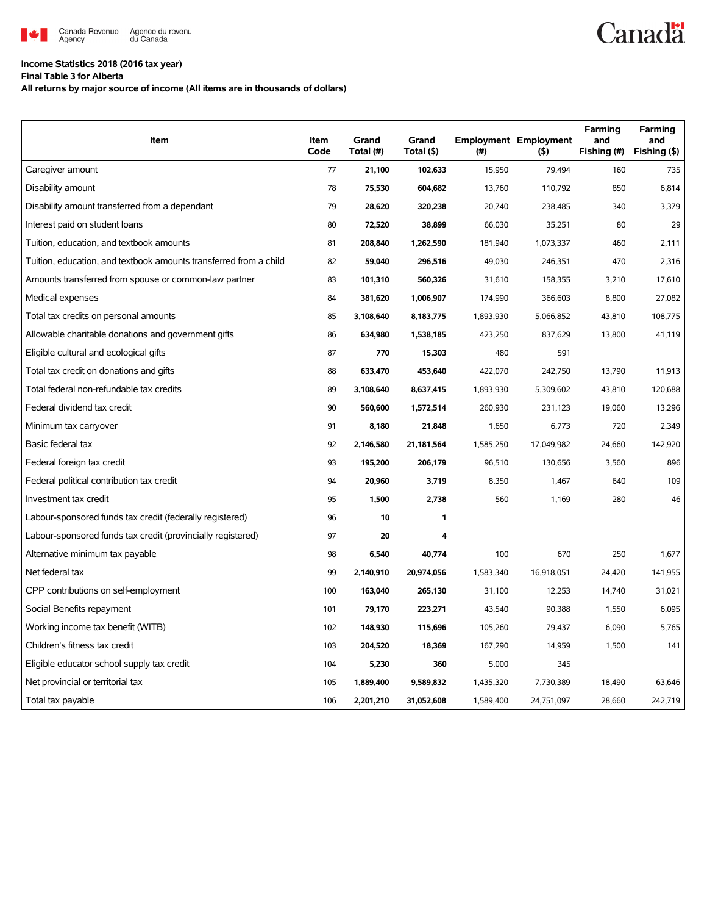**Income Statistics 2018 (2016 tax year)**

**Final Table 3 for Alberta**

**All returns by major source of income (All items are in thousands of dollars)**

| Item | Item Code | Grand Total (#) | Grand Total ($) | Employment (#) | Employment ($) | Farming and Fishing (#) | Farming and Fishing ($) |
|---|---|---|---|---|---|---|---|
| Caregiver amount | 77 | **21,100** | **102,633** | 15,950 | 79,494 | 160 | 735 |
| Disability amount | 78 | **75,530** | **604,682** | 13,760 | 110,792 | 850 | 6,814 |
| Disability amount transferred from a dependant | 79 | **28,620** | **320,238** | 20,740 | 238,485 | 340 | 3,379 |
| Interest paid on student loans | 80 | **72,520** | **38,899** | 66,030 | 35,251 | 80 | 29 |
| Tuition, education, and textbook amounts | 81 | **208,840** | **1,262,590** | 181,940 | 1,073,337 | 460 | 2,111 |
| Tuition, education, and textbook amounts transferred from a child | 82 | **59,040** | **296,516** | 49,030 | 246,351 | 470 | 2,316 |
| Amounts transferred from spouse or common-law partner | 83 | **101,310** | **560,326** | 31,610 | 158,355 | 3,210 | 17,610 |
| Medical expenses | 84 | **381,620** | **1,006,907** | 174,990 | 366,603 | 8,800 | 27,082 |
| Total tax credits on personal amounts | 85 | **3,108,640** | **8,183,775** | 1,893,930 | 5,066,852 | 43,810 | 108,775 |
| Allowable charitable donations and government gifts | 86 | **634,980** | **1,538,185** | 423,250 | 837,629 | 13,800 | 41,119 |
| Eligible cultural and ecological gifts | 87 | **770** | **15,303** | 480 | 591 | | |
| Total tax credit on donations and gifts | 88 | **633,470** | **453,640** | 422,070 | 242,750 | 13,790 | 11,913 |
| Total federal non-refundable tax credits | 89 | **3,108,640** | **8,637,415** | 1,893,930 | 5,309,602 | 43,810 | 120,688 |
| Federal dividend tax credit | 90 | **560,600** | **1,572,514** | 260,930 | 231,123 | 19,060 | 13,296 |
| Minimum tax carryover | 91 | **8,180** | **21,848** | 1,650 | 6,773 | 720 | 2,349 |
| Basic federal tax | 92 | **2,146,580** | **21,181,564** | 1,585,250 | 17,049,982 | 24,660 | 142,920 |
| Federal foreign tax credit | 93 | **195,200** | **206,179** | 96,510 | 130,656 | 3,560 | 896 |
| Federal political contribution tax credit | 94 | **20,960** | **3,719** | 8,350 | 1,467 | 640 | 109 |
| Investment tax credit | 95 | **1,500** | **2,738** | 560 | 1,169 | 280 | 46 |
| Labour-sponsored funds tax credit (federally registered) | 96 | **10** | **1** | | | | |
| Labour-sponsored funds tax credit (provincially registered) | 97 | **20** | **4** | | | | |
| Alternative minimum tax payable | 98 | **6,540** | **40,774** | 100 | 670 | 250 | 1,677 |
| Net federal tax | 99 | **2,140,910** | **20,974,056** | 1,583,340 | 16,918,051 | 24,420 | 141,955 |
| CPP contributions on self-employment | 100 | **163,040** | **265,130** | 31,100 | 12,253 | 14,740 | 31,021 |
| Social Benefits repayment | 101 | **79,170** | **223,271** | 43,540 | 90,388 | 1,550 | 6,095 |
| Working income tax benefit (WITB) | 102 | **148,930** | **115,696** | 105,260 | 79,437 | 6,090 | 5,765 |
| Children's fitness tax credit | 103 | **204,520** | **18,369** | 167,290 | 14,959 | 1,500 | 141 |
| Eligible educator school supply tax credit | 104 | **5,230** | **360** | 5,000 | 345 | | |
| Net provincial or territorial tax | 105 | **1,889,400** | **9,589,832** | 1,435,320 | 7,730,389 | 18,490 | 63,646 |
| Total tax payable | 106 | **2,201,210** | **31,052,608** | 1,589,400 | 24,751,097 | 28,660 | 242,719 |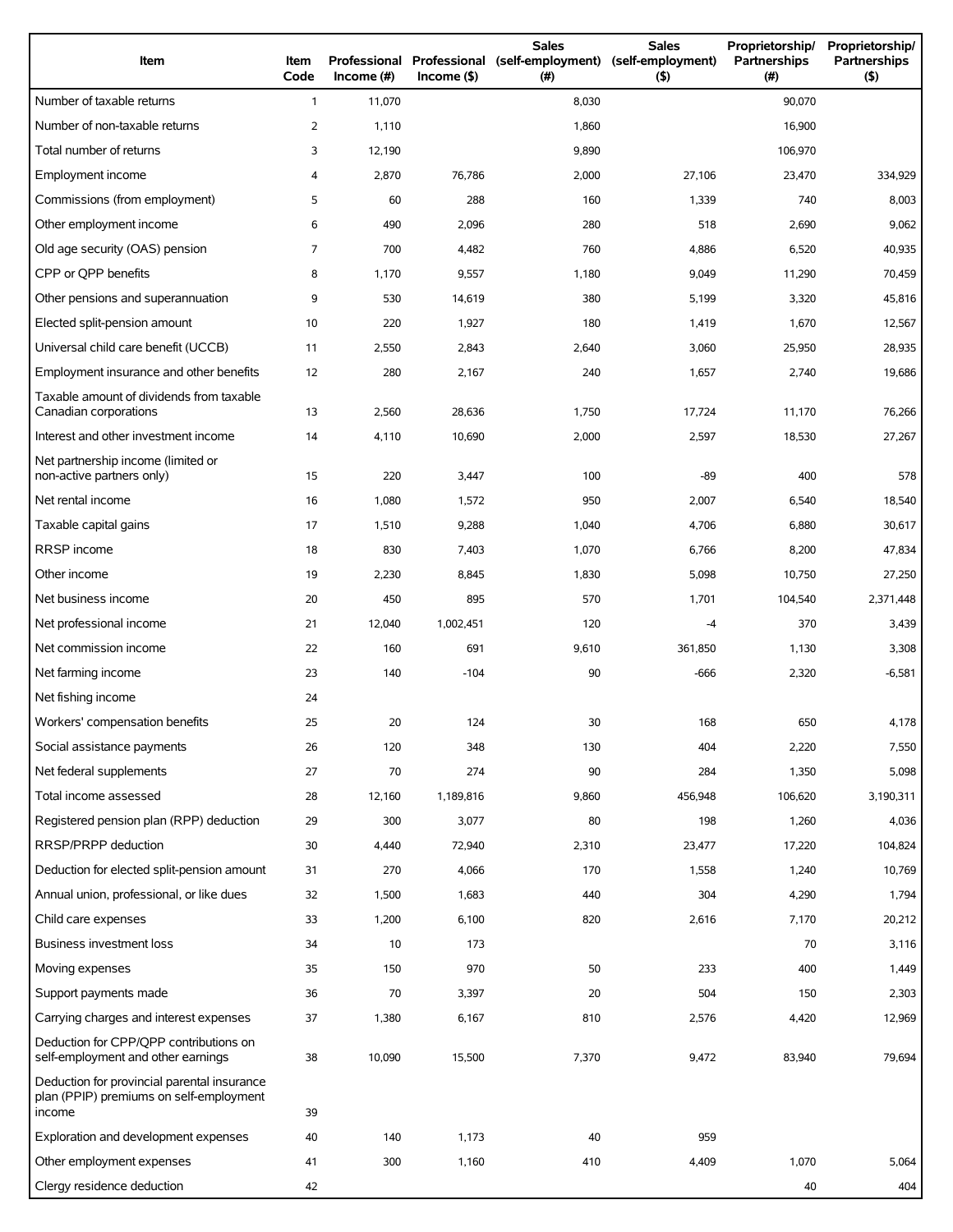| Item | Item Code | Professional Income (#) | Professional Income ($) | Sales (self-employment) (#) | Sales (self-employment) ($) | Proprietorship/ Partnerships (#) | Proprietorship/ Partnerships ($) |
|---|---|---|---|---|---|---|---|
| Number of taxable returns | 1 | 11,070 | | 8,030 | | 90,070 | |
| Number of non-taxable returns | 2 | 1,110 | | 1,860 | | 16,900 | |
| Total number of returns | 3 | 12,190 | | 9,890 | | 106,970 | |
| Employment income | 4 | 2,870 | 76,786 | 2,000 | 27,106 | 23,470 | 334,929 |
| Commissions (from employment) | 5 | 60 | 288 | 160 | 1,339 | 740 | 8,003 |
| Other employment income | 6 | 490 | 2,096 | 280 | 518 | 2,690 | 9,062 |
| Old age security (OAS) pension | 7 | 700 | 4,482 | 760 | 4,886 | 6,520 | 40,935 |
| CPP or QPP benefits | 8 | 1,170 | 9,557 | 1,180 | 9,049 | 11,290 | 70,459 |
| Other pensions and superannuation | 9 | 530 | 14,619 | 380 | 5,199 | 3,320 | 45,816 |
| Elected split-pension amount | 10 | 220 | 1,927 | 180 | 1,419 | 1,670 | 12,567 |
| Universal child care benefit (UCCB) | 11 | 2,550 | 2,843 | 2,640 | 3,060 | 25,950 | 28,935 |
| Employment insurance and other benefits | 12 | 280 | 2,167 | 240 | 1,657 | 2,740 | 19,686 |
| Taxable amount of dividends from taxable Canadian corporations | 13 | 2,560 | 28,636 | 1,750 | 17,724 | 11,170 | 76,266 |
| Interest and other investment income | 14 | 4,110 | 10,690 | 2,000 | 2,597 | 18,530 | 27,267 |
| Net partnership income (limited or non-active partners only) | 15 | 220 | 3,447 | 100 | -89 | 400 | 578 |
| Net rental income | 16 | 1,080 | 1,572 | 950 | 2,007 | 6,540 | 18,540 |
| Taxable capital gains | 17 | 1,510 | 9,288 | 1,040 | 4,706 | 6,880 | 30,617 |
| RRSP income | 18 | 830 | 7,403 | 1,070 | 6,766 | 8,200 | 47,834 |
| Other income | 19 | 2,230 | 8,845 | 1,830 | 5,098 | 10,750 | 27,250 |
| Net business income | 20 | 450 | 895 | 570 | 1,701 | 104,540 | 2,371,448 |
| Net professional income | 21 | 12,040 | 1,002,451 | 120 | -4 | 370 | 3,439 |
| Net commission income | 22 | 160 | 691 | 9,610 | 361,850 | 1,130 | 3,308 |
| Net farming income | 23 | 140 | -104 | 90 | -666 | 2,320 | -6,581 |
| Net fishing income | 24 | | | | | | |
| Workers' compensation benefits | 25 | 20 | 124 | 30 | 168 | 650 | 4,178 |
| Social assistance payments | 26 | 120 | 348 | 130 | 404 | 2,220 | 7,550 |
| Net federal supplements | 27 | 70 | 274 | 90 | 284 | 1,350 | 5,098 |
| Total income assessed | 28 | 12,160 | 1,189,816 | 9,860 | 456,948 | 106,620 | 3,190,311 |
| Registered pension plan (RPP) deduction | 29 | 300 | 3,077 | 80 | 198 | 1,260 | 4,036 |
| RRSP/PRPP deduction | 30 | 4,440 | 72,940 | 2,310 | 23,477 | 17,220 | 104,824 |
| Deduction for elected split-pension amount | 31 | 270 | 4,066 | 170 | 1,558 | 1,240 | 10,769 |
| Annual union, professional, or like dues | 32 | 1,500 | 1,683 | 440 | 304 | 4,290 | 1,794 |
| Child care expenses | 33 | 1,200 | 6,100 | 820 | 2,616 | 7,170 | 20,212 |
| Business investment loss | 34 | 10 | 173 | | | 70 | 3,116 |
| Moving expenses | 35 | 150 | 970 | 50 | 233 | 400 | 1,449 |
| Support payments made | 36 | 70 | 3,397 | 20 | 504 | 150 | 2,303 |
| Carrying charges and interest expenses | 37 | 1,380 | 6,167 | 810 | 2,576 | 4,420 | 12,969 |
| Deduction for CPP/QPP contributions on self-employment and other earnings | 38 | 10,090 | 15,500 | 7,370 | 9,472 | 83,940 | 79,694 |
| Deduction for provincial parental insurance plan (PPIP) premiums on self-employment income | 39 | | | | | | |
| Exploration and development expenses | 40 | 140 | 1,173 | 40 | 959 | | |
| Other employment expenses | 41 | 300 | 1,160 | 410 | 4,409 | 1,070 | 5,064 |
| Clergy residence deduction | 42 | | | | | 40 | 404 |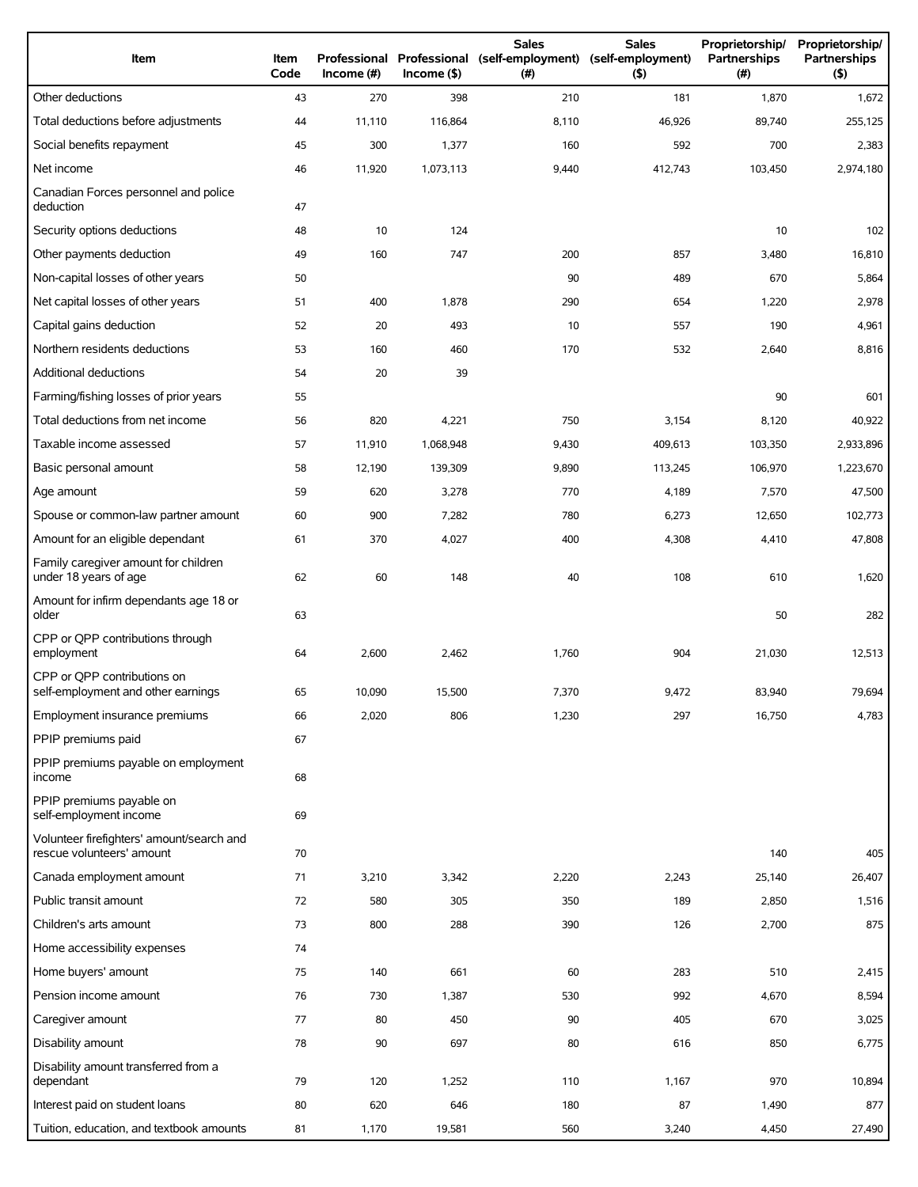| Item | Item Code | Professional Income (#) | Professional Income ($) | Sales (self-employment) (#) | Sales (self-employment) ($) | Proprietorship/ Partnerships (#) | Proprietorship/ Partnerships ($) |
|---|---|---|---|---|---|---|---|
| Other deductions | 43 | 270 | 398 | 210 | 181 | 1,870 | 1,672 |
| Total deductions before adjustments | 44 | 11,110 | 116,864 | 8,110 | 46,926 | 89,740 | 255,125 |
| Social benefits repayment | 45 | 300 | 1,377 | 160 | 592 | 700 | 2,383 |
| Net income | 46 | 11,920 | 1,073,113 | 9,440 | 412,743 | 103,450 | 2,974,180 |
| Canadian Forces personnel and police deduction | 47 | | | | | | |
| Security options deductions | 48 | 10 | 124 | | | 10 | 102 |
| Other payments deduction | 49 | 160 | 747 | 200 | 857 | 3,480 | 16,810 |
| Non-capital losses of other years | 50 | | | 90 | 489 | 670 | 5,864 |
| Net capital losses of other years | 51 | 400 | 1,878 | 290 | 654 | 1,220 | 2,978 |
| Capital gains deduction | 52 | 20 | 493 | 10 | 557 | 190 | 4,961 |
| Northern residents deductions | 53 | 160 | 460 | 170 | 532 | 2,640 | 8,816 |
| Additional deductions | 54 | 20 | 39 | | | | |
| Farming/fishing losses of prior years | 55 | | | | | 90 | 601 |
| Total deductions from net income | 56 | 820 | 4,221 | 750 | 3,154 | 8,120 | 40,922 |
| Taxable income assessed | 57 | 11,910 | 1,068,948 | 9,430 | 409,613 | 103,350 | 2,933,896 |
| Basic personal amount | 58 | 12,190 | 139,309 | 9,890 | 113,245 | 106,970 | 1,223,670 |
| Age amount | 59 | 620 | 3,278 | 770 | 4,189 | 7,570 | 47,500 |
| Spouse or common-law partner amount | 60 | 900 | 7,282 | 780 | 6,273 | 12,650 | 102,773 |
| Amount for an eligible dependant | 61 | 370 | 4,027 | 400 | 4,308 | 4,410 | 47,808 |
| Family caregiver amount for children under 18 years of age | 62 | 60 | 148 | 40 | 108 | 610 | 1,620 |
| Amount for infirm dependants age 18 or older | 63 | | | | | 50 | 282 |
| CPP or QPP contributions through employment | 64 | 2,600 | 2,462 | 1,760 | 904 | 21,030 | 12,513 |
| CPP or QPP contributions on self-employment and other earnings | 65 | 10,090 | 15,500 | 7,370 | 9,472 | 83,940 | 79,694 |
| Employment insurance premiums | 66 | 2,020 | 806 | 1,230 | 297 | 16,750 | 4,783 |
| PPIP premiums paid | 67 | | | | | | |
| PPIP premiums payable on employment income | 68 | | | | | | |
| PPIP premiums payable on self-employment income | 69 | | | | | | |
| Volunteer firefighters' amount/search and rescue volunteers' amount | 70 | | | | | 140 | 405 |
| Canada employment amount | 71 | 3,210 | 3,342 | 2,220 | 2,243 | 25,140 | 26,407 |
| Public transit amount | 72 | 580 | 305 | 350 | 189 | 2,850 | 1,516 |
| Children's arts amount | 73 | 800 | 288 | 390 | 126 | 2,700 | 875 |
| Home accessibility expenses | 74 | | | | | | |
| Home buyers' amount | 75 | 140 | 661 | 60 | 283 | 510 | 2,415 |
| Pension income amount | 76 | 730 | 1,387 | 530 | 992 | 4,670 | 8,594 |
| Caregiver amount | 77 | 80 | 450 | 90 | 405 | 670 | 3,025 |
| Disability amount | 78 | 90 | 697 | 80 | 616 | 850 | 6,775 |
| Disability amount transferred from a dependant | 79 | 120 | 1,252 | 110 | 1,167 | 970 | 10,894 |
| Interest paid on student loans | 80 | 620 | 646 | 180 | 87 | 1,490 | 877 |
| Tuition, education, and textbook amounts | 81 | 1,170 | 19,581 | 560 | 3,240 | 4,450 | 27,490 |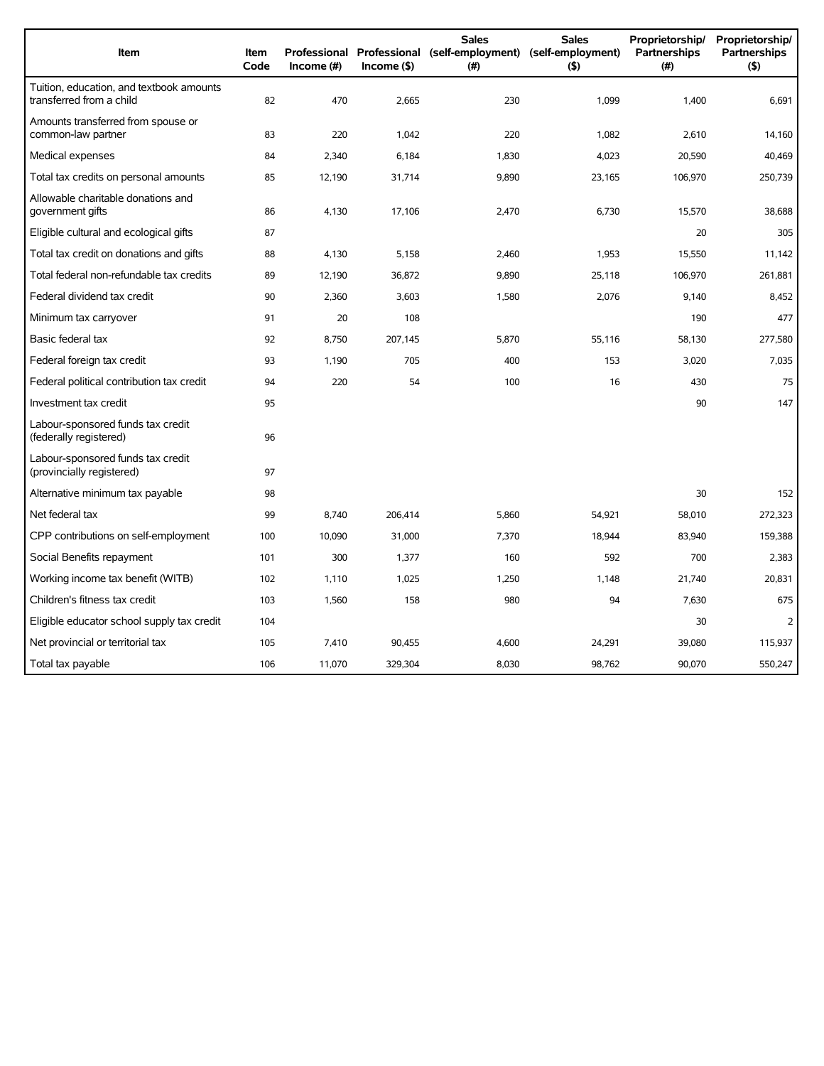| Item | Item Code | Professional Income (#) | Professional Income ($) | Sales (self-employment) (#) | Sales (self-employment) ($) | Proprietorship/ Partnerships (#) | Proprietorship/ Partnerships ($) |
|---|---|---|---|---|---|---|---|
| Tuition, education, and textbook amounts transferred from a child | 82 | 470 | 2,665 | 230 | 1,099 | 1,400 | 6,691 |
| Amounts transferred from spouse or common-law partner | 83 | 220 | 1,042 | 220 | 1,082 | 2,610 | 14,160 |
| Medical expenses | 84 | 2,340 | 6,184 | 1,830 | 4,023 | 20,590 | 40,469 |
| Total tax credits on personal amounts | 85 | 12,190 | 31,714 | 9,890 | 23,165 | 106,970 | 250,739 |
| Allowable charitable donations and government gifts | 86 | 4,130 | 17,106 | 2,470 | 6,730 | 15,570 | 38,688 |
| Eligible cultural and ecological gifts | 87 | | | | | 20 | 305 |
| Total tax credit on donations and gifts | 88 | 4,130 | 5,158 | 2,460 | 1,953 | 15,550 | 11,142 |
| Total federal non-refundable tax credits | 89 | 12,190 | 36,872 | 9,890 | 25,118 | 106,970 | 261,881 |
| Federal dividend tax credit | 90 | 2,360 | 3,603 | 1,580 | 2,076 | 9,140 | 8,452 |
| Minimum tax carryover | 91 | 20 | 108 | | | 190 | 477 |
| Basic federal tax | 92 | 8,750 | 207,145 | 5,870 | 55,116 | 58,130 | 277,580 |
| Federal foreign tax credit | 93 | 1,190 | 705 | 400 | 153 | 3,020 | 7,035 |
| Federal political contribution tax credit | 94 | 220 | 54 | 100 | 16 | 430 | 75 |
| Investment tax credit | 95 | | | | | 90 | 147 |
| Labour-sponsored funds tax credit (federally registered) | 96 | | | | | | |
| Labour-sponsored funds tax credit (provincially registered) | 97 | | | | | | |
| Alternative minimum tax payable | 98 | | | | | 30 | 152 |
| Net federal tax | 99 | 8,740 | 206,414 | 5,860 | 54,921 | 58,010 | 272,323 |
| CPP contributions on self-employment | 100 | 10,090 | 31,000 | 7,370 | 18,944 | 83,940 | 159,388 |
| Social Benefits repayment | 101 | 300 | 1,377 | 160 | 592 | 700 | 2,383 |
| Working income tax benefit (WITB) | 102 | 1,110 | 1,025 | 1,250 | 1,148 | 21,740 | 20,831 |
| Children's fitness tax credit | 103 | 1,560 | 158 | 980 | 94 | 7,630 | 675 |
| Eligible educator school supply tax credit | 104 | | | | | 30 | 2 |
| Net provincial or territorial tax | 105 | 7,410 | 90,455 | 4,600 | 24,291 | 39,080 | 115,937 |
| Total tax payable | 106 | 11,070 | 329,304 | 8,030 | 98,762 | 90,070 | 550,247 |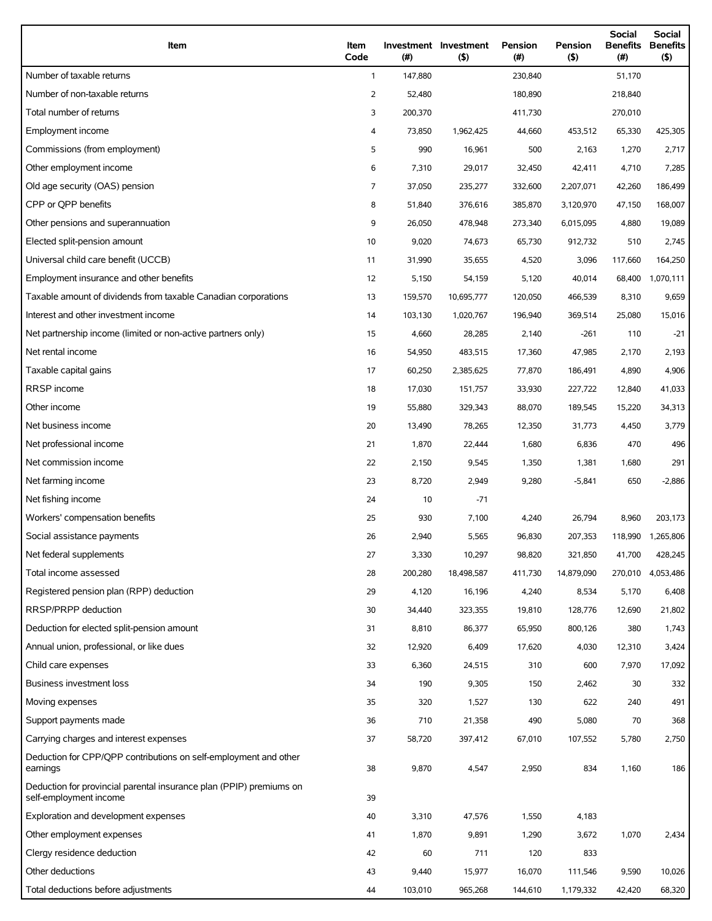| Item | Item Code | Investment (#) | Investment ($) | Pension (#) | Pension ($) | Social Benefits (#) | Social Benefits ($) |
|---|---|---|---|---|---|---|---|
| Number of taxable returns | 1 | 147,880 | | 230,840 | | 51,170 | |
| Number of non-taxable returns | 2 | 52,480 | | 180,890 | | 218,840 | |
| Total number of returns | 3 | 200,370 | | 411,730 | | 270,010 | |
| Employment income | 4 | 73,850 | 1,962,425 | 44,660 | 453,512 | 65,330 | 425,305 |
| Commissions (from employment) | 5 | 990 | 16,961 | 500 | 2,163 | 1,270 | 2,717 |
| Other employment income | 6 | 7,310 | 29,017 | 32,450 | 42,411 | 4,710 | 7,285 |
| Old age security (OAS) pension | 7 | 37,050 | 235,277 | 332,600 | 2,207,071 | 42,260 | 186,499 |
| CPP or QPP benefits | 8 | 51,840 | 376,616 | 385,870 | 3,120,970 | 47,150 | 168,007 |
| Other pensions and superannuation | 9 | 26,050 | 478,948 | 273,340 | 6,015,095 | 4,880 | 19,089 |
| Elected split-pension amount | 10 | 9,020 | 74,673 | 65,730 | 912,732 | 510 | 2,745 |
| Universal child care benefit (UCCB) | 11 | 31,990 | 35,655 | 4,520 | 3,096 | 117,660 | 164,250 |
| Employment insurance and other benefits | 12 | 5,150 | 54,159 | 5,120 | 40,014 | 68,400 | 1,070,111 |
| Taxable amount of dividends from taxable Canadian corporations | 13 | 159,570 | 10,695,777 | 120,050 | 466,539 | 8,310 | 9,659 |
| Interest and other investment income | 14 | 103,130 | 1,020,767 | 196,940 | 369,514 | 25,080 | 15,016 |
| Net partnership income (limited or non-active partners only) | 15 | 4,660 | 28,285 | 2,140 | -261 | 110 | -21 |
| Net rental income | 16 | 54,950 | 483,515 | 17,360 | 47,985 | 2,170 | 2,193 |
| Taxable capital gains | 17 | 60,250 | 2,385,625 | 77,870 | 186,491 | 4,890 | 4,906 |
| RRSP income | 18 | 17,030 | 151,757 | 33,930 | 227,722 | 12,840 | 41,033 |
| Other income | 19 | 55,880 | 329,343 | 88,070 | 189,545 | 15,220 | 34,313 |
| Net business income | 20 | 13,490 | 78,265 | 12,350 | 31,773 | 4,450 | 3,779 |
| Net professional income | 21 | 1,870 | 22,444 | 1,680 | 6,836 | 470 | 496 |
| Net commission income | 22 | 2,150 | 9,545 | 1,350 | 1,381 | 1,680 | 291 |
| Net farming income | 23 | 8,720 | 2,949 | 9,280 | -5,841 | 650 | -2,886 |
| Net fishing income | 24 | 10 | -71 | | | | |
| Workers' compensation benefits | 25 | 930 | 7,100 | 4,240 | 26,794 | 8,960 | 203,173 |
| Social assistance payments | 26 | 2,940 | 5,565 | 96,830 | 207,353 | 118,990 | 1,265,806 |
| Net federal supplements | 27 | 3,330 | 10,297 | 98,820 | 321,850 | 41,700 | 428,245 |
| Total income assessed | 28 | 200,280 | 18,498,587 | 411,730 | 14,879,090 | 270,010 | 4,053,486 |
| Registered pension plan (RPP) deduction | 29 | 4,120 | 16,196 | 4,240 | 8,534 | 5,170 | 6,408 |
| RRSP/PRPP deduction | 30 | 34,440 | 323,355 | 19,810 | 128,776 | 12,690 | 21,802 |
| Deduction for elected split-pension amount | 31 | 8,810 | 86,377 | 65,950 | 800,126 | 380 | 1,743 |
| Annual union, professional, or like dues | 32 | 12,920 | 6,409 | 17,620 | 4,030 | 12,310 | 3,424 |
| Child care expenses | 33 | 6,360 | 24,515 | 310 | 600 | 7,970 | 17,092 |
| Business investment loss | 34 | 190 | 9,305 | 150 | 2,462 | 30 | 332 |
| Moving expenses | 35 | 320 | 1,527 | 130 | 622 | 240 | 491 |
| Support payments made | 36 | 710 | 21,358 | 490 | 5,080 | 70 | 368 |
| Carrying charges and interest expenses | 37 | 58,720 | 397,412 | 67,010 | 107,552 | 5,780 | 2,750 |
| Deduction for CPP/QPP contributions on self-employment and other earnings | 38 | 9,870 | 4,547 | 2,950 | 834 | 1,160 | 186 |
| Deduction for provincial parental insurance plan (PPIP) premiums on self-employment income | 39 | | | | | | |
| Exploration and development expenses | 40 | 3,310 | 47,576 | 1,550 | 4,183 | | |
| Other employment expenses | 41 | 1,870 | 9,891 | 1,290 | 3,672 | 1,070 | 2,434 |
| Clergy residence deduction | 42 | 60 | 711 | 120 | 833 | | |
| Other deductions | 43 | 9,440 | 15,977 | 16,070 | 111,546 | 9,590 | 10,026 |
| Total deductions before adjustments | 44 | 103,010 | 965,268 | 144,610 | 1,179,332 | 42,420 | 68,320 |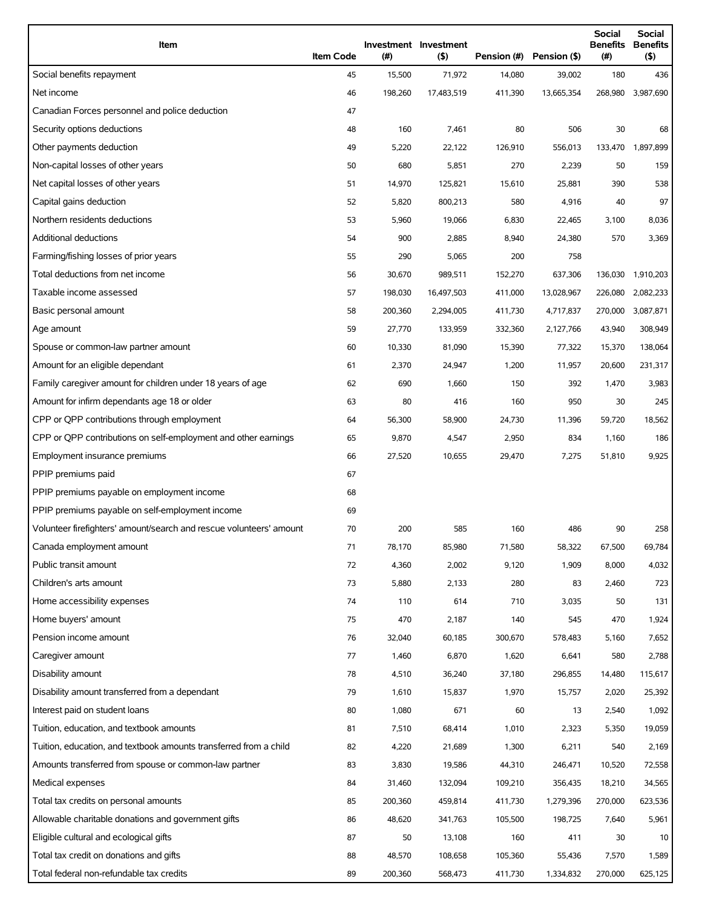| Item | Item Code | Investment (#) | Investment ($) | Pension (#) | Pension ($) | Social Benefits (#) | Social Benefits ($) |
|---|---|---|---|---|---|---|---|
| Social benefits repayment | 45 | 15,500 | 71,972 | 14,080 | 39,002 | 180 | 436 |
| Net income | 46 | 198,260 | 17,483,519 | 411,390 | 13,665,354 | 268,980 | 3,987,690 |
| Canadian Forces personnel and police deduction | 47 | | | | | | |
| Security options deductions | 48 | 160 | 7,461 | 80 | 506 | 30 | 68 |
| Other payments deduction | 49 | 5,220 | 22,122 | 126,910 | 556,013 | 133,470 | 1,897,899 |
| Non-capital losses of other years | 50 | 680 | 5,851 | 270 | 2,239 | 50 | 159 |
| Net capital losses of other years | 51 | 14,970 | 125,821 | 15,610 | 25,881 | 390 | 538 |
| Capital gains deduction | 52 | 5,820 | 800,213 | 580 | 4,916 | 40 | 97 |
| Northern residents deductions | 53 | 5,960 | 19,066 | 6,830 | 22,465 | 3,100 | 8,036 |
| Additional deductions | 54 | 900 | 2,885 | 8,940 | 24,380 | 570 | 3,369 |
| Farming/fishing losses of prior years | 55 | 290 | 5,065 | 200 | 758 | | |
| Total deductions from net income | 56 | 30,670 | 989,511 | 152,270 | 637,306 | 136,030 | 1,910,203 |
| Taxable income assessed | 57 | 198,030 | 16,497,503 | 411,000 | 13,028,967 | 226,080 | 2,082,233 |
| Basic personal amount | 58 | 200,360 | 2,294,005 | 411,730 | 4,717,837 | 270,000 | 3,087,871 |
| Age amount | 59 | 27,770 | 133,959 | 332,360 | 2,127,766 | 43,940 | 308,949 |
| Spouse or common-law partner amount | 60 | 10,330 | 81,090 | 15,390 | 77,322 | 15,370 | 138,064 |
| Amount for an eligible dependant | 61 | 2,370 | 24,947 | 1,200 | 11,957 | 20,600 | 231,317 |
| Family caregiver amount for children under 18 years of age | 62 | 690 | 1,660 | 150 | 392 | 1,470 | 3,983 |
| Amount for infirm dependants age 18 or older | 63 | 80 | 416 | 160 | 950 | 30 | 245 |
| CPP or QPP contributions through employment | 64 | 56,300 | 58,900 | 24,730 | 11,396 | 59,720 | 18,562 |
| CPP or QPP contributions on self-employment and other earnings | 65 | 9,870 | 4,547 | 2,950 | 834 | 1,160 | 186 |
| Employment insurance premiums | 66 | 27,520 | 10,655 | 29,470 | 7,275 | 51,810 | 9,925 |
| PPIP premiums paid | 67 | | | | | | |
| PPIP premiums payable on employment income | 68 | | | | | | |
| PPIP premiums payable on self-employment income | 69 | | | | | | |
| Volunteer firefighters' amount/search and rescue volunteers' amount | 70 | 200 | 585 | 160 | 486 | 90 | 258 |
| Canada employment amount | 71 | 78,170 | 85,980 | 71,580 | 58,322 | 67,500 | 69,784 |
| Public transit amount | 72 | 4,360 | 2,002 | 9,120 | 1,909 | 8,000 | 4,032 |
| Children's arts amount | 73 | 5,880 | 2,133 | 280 | 83 | 2,460 | 723 |
| Home accessibility expenses | 74 | 110 | 614 | 710 | 3,035 | 50 | 131 |
| Home buyers' amount | 75 | 470 | 2,187 | 140 | 545 | 470 | 1,924 |
| Pension income amount | 76 | 32,040 | 60,185 | 300,670 | 578,483 | 5,160 | 7,652 |
| Caregiver amount | 77 | 1,460 | 6,870 | 1,620 | 6,641 | 580 | 2,788 |
| Disability amount | 78 | 4,510 | 36,240 | 37,180 | 296,855 | 14,480 | 115,617 |
| Disability amount transferred from a dependant | 79 | 1,610 | 15,837 | 1,970 | 15,757 | 2,020 | 25,392 |
| Interest paid on student loans | 80 | 1,080 | 671 | 60 | 13 | 2,540 | 1,092 |
| Tuition, education, and textbook amounts | 81 | 7,510 | 68,414 | 1,010 | 2,323 | 5,350 | 19,059 |
| Tuition, education, and textbook amounts transferred from a child | 82 | 4,220 | 21,689 | 1,300 | 6,211 | 540 | 2,169 |
| Amounts transferred from spouse or common-law partner | 83 | 3,830 | 19,586 | 44,310 | 246,471 | 10,520 | 72,558 |
| Medical expenses | 84 | 31,460 | 132,094 | 109,210 | 356,435 | 18,210 | 34,565 |
| Total tax credits on personal amounts | 85 | 200,360 | 459,814 | 411,730 | 1,279,396 | 270,000 | 623,536 |
| Allowable charitable donations and government gifts | 86 | 48,620 | 341,763 | 105,500 | 198,725 | 7,640 | 5,961 |
| Eligible cultural and ecological gifts | 87 | 50 | 13,108 | 160 | 411 | 30 | 10 |
| Total tax credit on donations and gifts | 88 | 48,570 | 108,658 | 105,360 | 55,436 | 7,570 | 1,589 |
| Total federal non-refundable tax credits | 89 | 200,360 | 568,473 | 411,730 | 1,334,832 | 270,000 | 625,125 |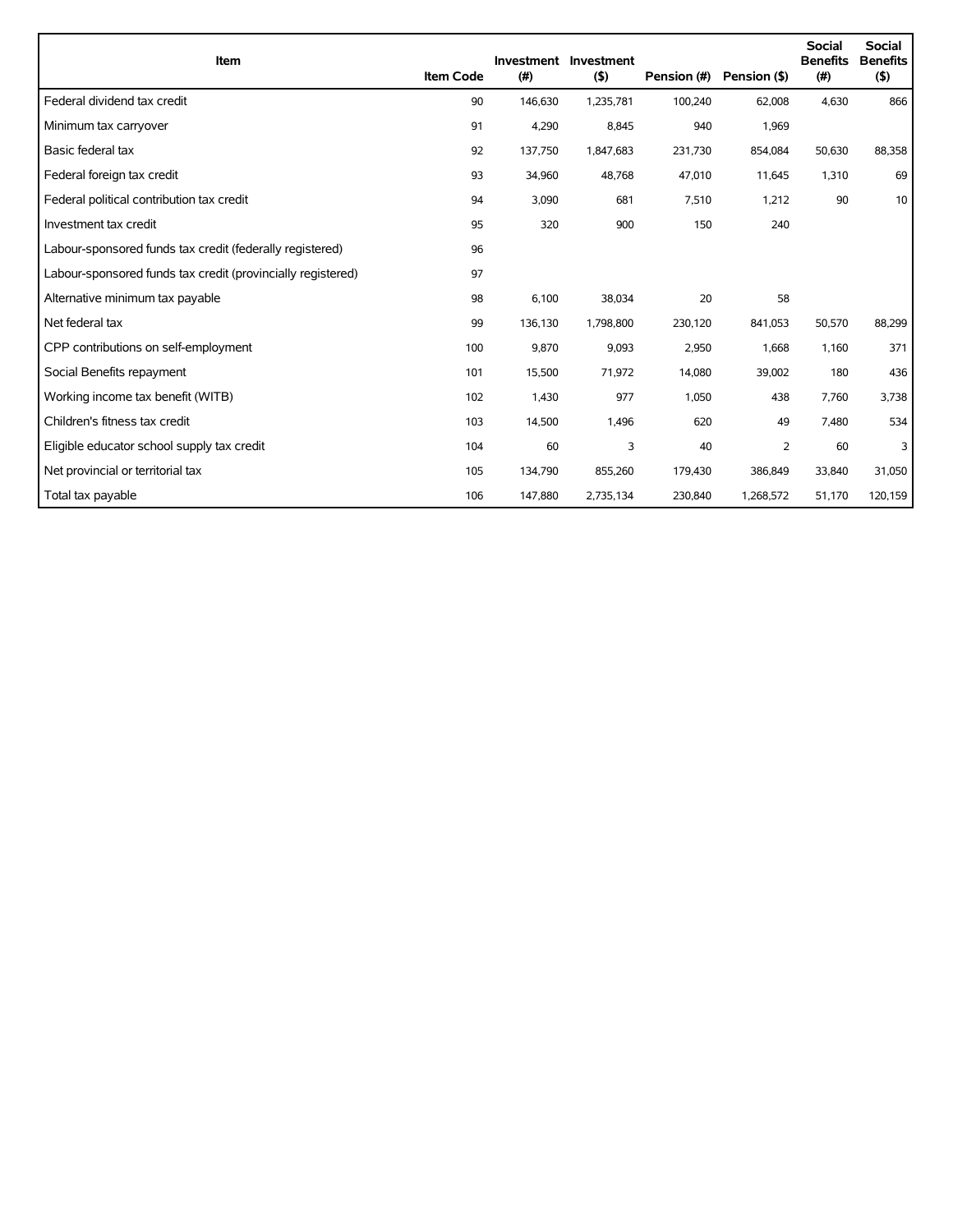| Item | Item Code | Investment (#) | Investment ($) | Pension (#) | Pension ($) | Social Benefits (#) | Social Benefits ($) |
|---|---|---|---|---|---|---|---|
| Federal dividend tax credit | 90 | 146,630 | 1,235,781 | 100,240 | 62,008 | 4,630 | 866 |
| Minimum tax carryover | 91 | 4,290 | 8,845 | 940 | 1,969 | | |
| Basic federal tax | 92 | 137,750 | 1,847,683 | 231,730 | 854,084 | 50,630 | 88,358 |
| Federal foreign tax credit | 93 | 34,960 | 48,768 | 47,010 | 11,645 | 1,310 | 69 |
| Federal political contribution tax credit | 94 | 3,090 | 681 | 7,510 | 1,212 | 90 | 10 |
| Investment tax credit | 95 | 320 | 900 | 150 | 240 | | |
| Labour-sponsored funds tax credit (federally registered) | 96 | | | | | | |
| Labour-sponsored funds tax credit (provincially registered) | 97 | | | | | | |
| Alternative minimum tax payable | 98 | 6,100 | 38,034 | 20 | 58 | | |
| Net federal tax | 99 | 136,130 | 1,798,800 | 230,120 | 841,053 | 50,570 | 88,299 |
| CPP contributions on self-employment | 100 | 9,870 | 9,093 | 2,950 | 1,668 | 1,160 | 371 |
| Social Benefits repayment | 101 | 15,500 | 71,972 | 14,080 | 39,002 | 180 | 436 |
| Working income tax benefit (WITB) | 102 | 1,430 | 977 | 1,050 | 438 | 7,760 | 3,738 |
| Children's fitness tax credit | 103 | 14,500 | 1,496 | 620 | 49 | 7,480 | 534 |
| Eligible educator school supply tax credit | 104 | 60 | 3 | 40 | 2 | 60 | 3 |
| Net provincial or territorial tax | 105 | 134,790 | 855,260 | 179,430 | 386,849 | 33,840 | 31,050 |
| Total tax payable | 106 | 147,880 | 2,735,134 | 230,840 | 1,268,572 | 51,170 | 120,159 |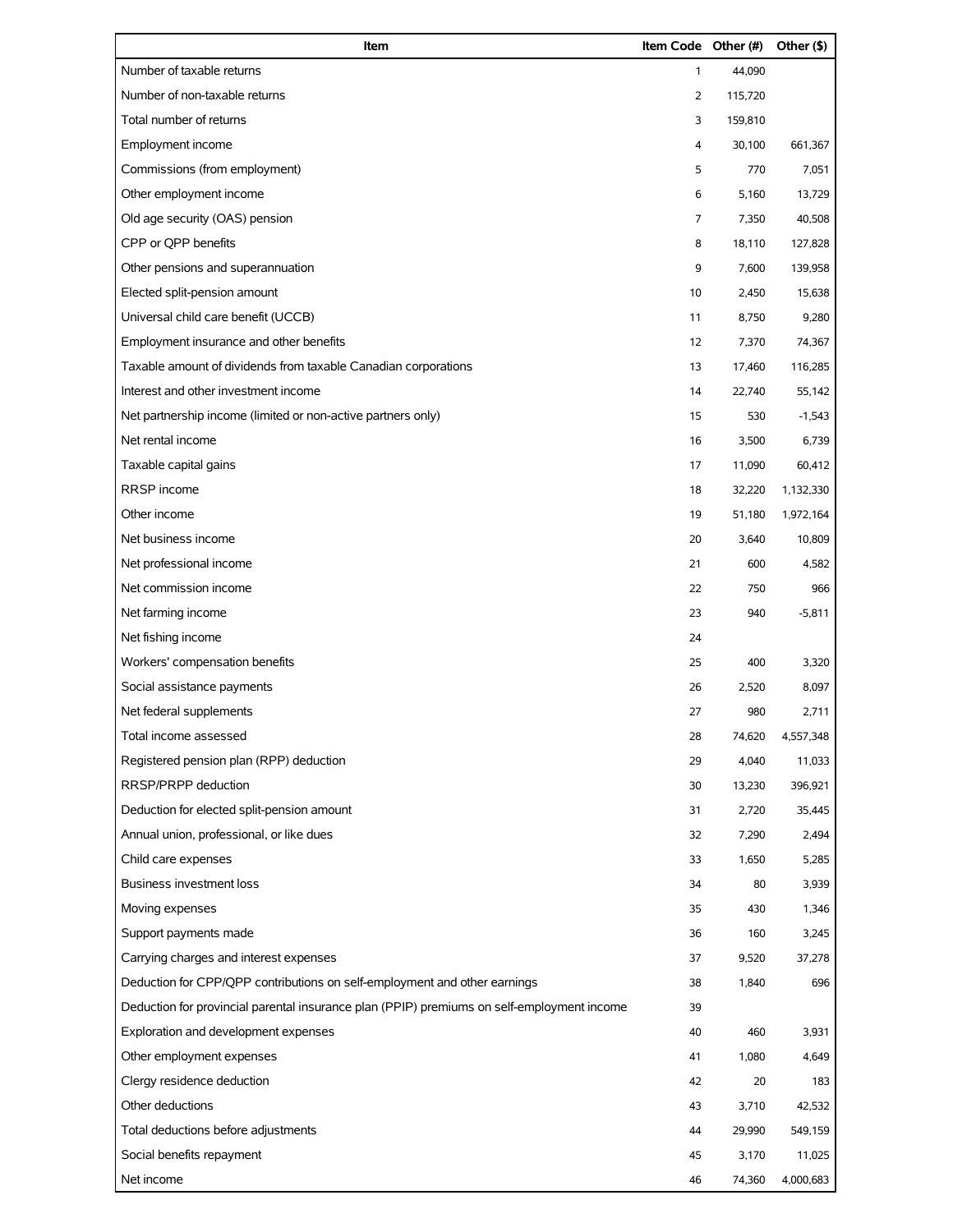| Item | Item Code | Other (#) | Other ($) |
| --- | --- | --- | --- |
| Number of taxable returns | 1 | 44,090 | |
| Number of non-taxable returns | 2 | 115,720 | |
| Total number of returns | 3 | 159,810 | |
| Employment income | 4 | 30,100 | 661,367 |
| Commissions (from employment) | 5 | 770 | 7,051 |
| Other employment income | 6 | 5,160 | 13,729 |
| Old age security (OAS) pension | 7 | 7,350 | 40,508 |
| CPP or QPP benefits | 8 | 18,110 | 127,828 |
| Other pensions and superannuation | 9 | 7,600 | 139,958 |
| Elected split-pension amount | 10 | 2,450 | 15,638 |
| Universal child care benefit (UCCB) | 11 | 8,750 | 9,280 |
| Employment insurance and other benefits | 12 | 7,370 | 74,367 |
| Taxable amount of dividends from taxable Canadian corporations | 13 | 17,460 | 116,285 |
| Interest and other investment income | 14 | 22,740 | 55,142 |
| Net partnership income (limited or non-active partners only) | 15 | 530 | -1,543 |
| Net rental income | 16 | 3,500 | 6,739 |
| Taxable capital gains | 17 | 11,090 | 60,412 |
| RRSP income | 18 | 32,220 | 1,132,330 |
| Other income | 19 | 51,180 | 1,972,164 |
| Net business income | 20 | 3,640 | 10,809 |
| Net professional income | 21 | 600 | 4,582 |
| Net commission income | 22 | 750 | 966 |
| Net farming income | 23 | 940 | -5,811 |
| Net fishing income | 24 | | |
| Workers' compensation benefits | 25 | 400 | 3,320 |
| Social assistance payments | 26 | 2,520 | 8,097 |
| Net federal supplements | 27 | 980 | 2,711 |
| Total income assessed | 28 | 74,620 | 4,557,348 |
| Registered pension plan (RPP) deduction | 29 | 4,040 | 11,033 |
| RRSP/PRPP deduction | 30 | 13,230 | 396,921 |
| Deduction for elected split-pension amount | 31 | 2,720 | 35,445 |
| Annual union, professional, or like dues | 32 | 7,290 | 2,494 |
| Child care expenses | 33 | 1,650 | 5,285 |
| Business investment loss | 34 | 80 | 3,939 |
| Moving expenses | 35 | 430 | 1,346 |
| Support payments made | 36 | 160 | 3,245 |
| Carrying charges and interest expenses | 37 | 9,520 | 37,278 |
| Deduction for CPP/QPP contributions on self-employment and other earnings | 38 | 1,840 | 696 |
| Deduction for provincial parental insurance plan (PPIP) premiums on self-employment income | 39 | | |
| Exploration and development expenses | 40 | 460 | 3,931 |
| Other employment expenses | 41 | 1,080 | 4,649 |
| Clergy residence deduction | 42 | 20 | 183 |
| Other deductions | 43 | 3,710 | 42,532 |
| Total deductions before adjustments | 44 | 29,990 | 549,159 |
| Social benefits repayment | 45 | 3,170 | 11,025 |
| Net income | 46 | 74,360 | 4,000,683 |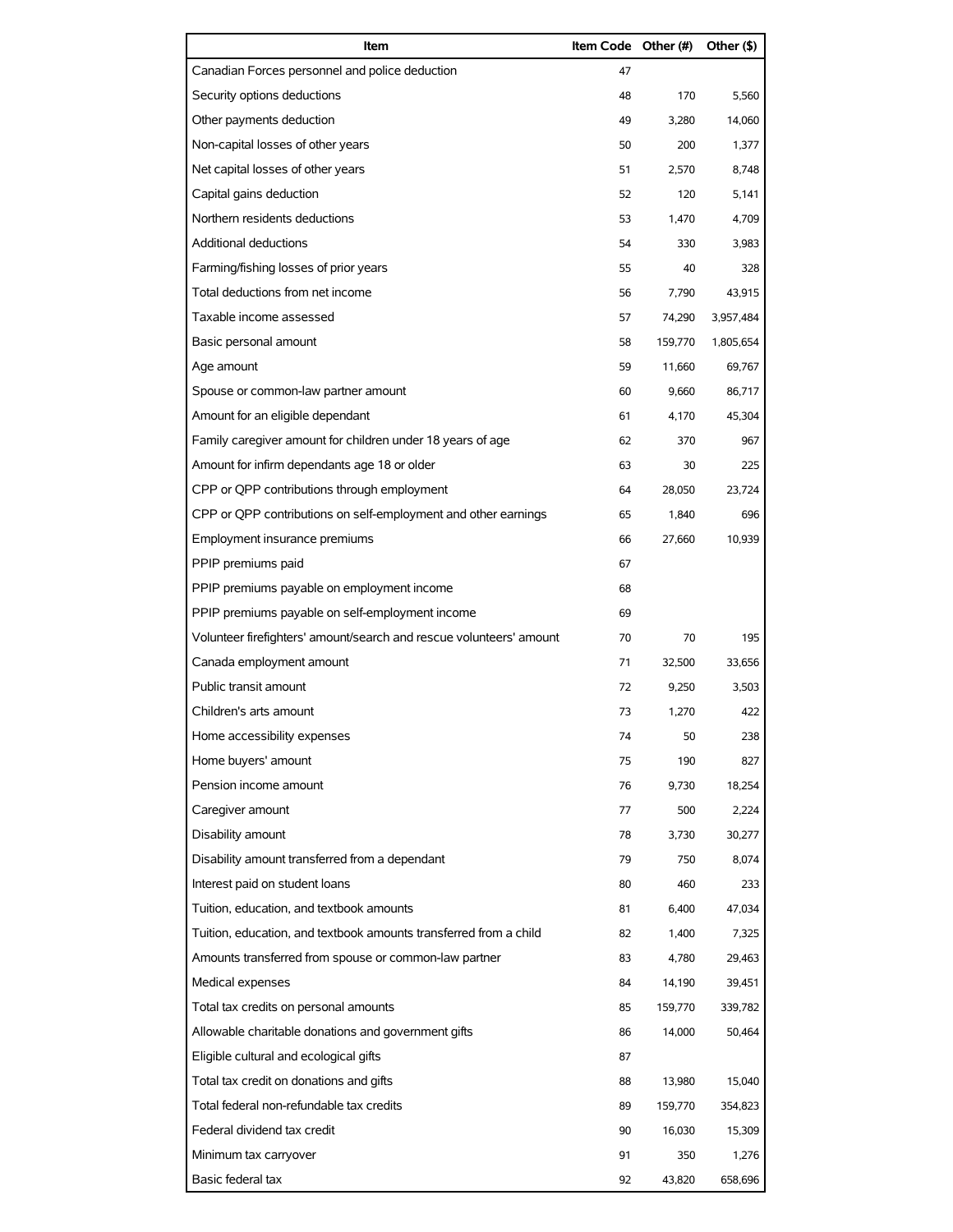| Item | Item Code | Other (#) | Other ($) |
|---|---|---|---|
| Canadian Forces personnel and police deduction | 47 | | |
| Security options deductions | 48 | 170 | 5,560 |
| Other payments deduction | 49 | 3,280 | 14,060 |
| Non-capital losses of other years | 50 | 200 | 1,377 |
| Net capital losses of other years | 51 | 2,570 | 8,748 |
| Capital gains deduction | 52 | 120 | 5,141 |
| Northern residents deductions | 53 | 1,470 | 4,709 |
| Additional deductions | 54 | 330 | 3,983 |
| Farming/fishing losses of prior years | 55 | 40 | 328 |
| Total deductions from net income | 56 | 7,790 | 43,915 |
| Taxable income assessed | 57 | 74,290 | 3,957,484 |
| Basic personal amount | 58 | 159,770 | 1,805,654 |
| Age amount | 59 | 11,660 | 69,767 |
| Spouse or common-law partner amount | 60 | 9,660 | 86,717 |
| Amount for an eligible dependant | 61 | 4,170 | 45,304 |
| Family caregiver amount for children under 18 years of age | 62 | 370 | 967 |
| Amount for infirm dependants age 18 or older | 63 | 30 | 225 |
| CPP or QPP contributions through employment | 64 | 28,050 | 23,724 |
| CPP or QPP contributions on self-employment and other earnings | 65 | 1,840 | 696 |
| Employment insurance premiums | 66 | 27,660 | 10,939 |
| PPIP premiums paid | 67 | | |
| PPIP premiums payable on employment income | 68 | | |
| PPIP premiums payable on self-employment income | 69 | | |
| Volunteer firefighters' amount/search and rescue volunteers' amount | 70 | 70 | 195 |
| Canada employment amount | 71 | 32,500 | 33,656 |
| Public transit amount | 72 | 9,250 | 3,503 |
| Children's arts amount | 73 | 1,270 | 422 |
| Home accessibility expenses | 74 | 50 | 238 |
| Home buyers' amount | 75 | 190 | 827 |
| Pension income amount | 76 | 9,730 | 18,254 |
| Caregiver amount | 77 | 500 | 2,224 |
| Disability amount | 78 | 3,730 | 30,277 |
| Disability amount transferred from a dependant | 79 | 750 | 8,074 |
| Interest paid on student loans | 80 | 460 | 233 |
| Tuition, education, and textbook amounts | 81 | 6,400 | 47,034 |
| Tuition, education, and textbook amounts transferred from a child | 82 | 1,400 | 7,325 |
| Amounts transferred from spouse or common-law partner | 83 | 4,780 | 29,463 |
| Medical expenses | 84 | 14,190 | 39,451 |
| Total tax credits on personal amounts | 85 | 159,770 | 339,782 |
| Allowable charitable donations and government gifts | 86 | 14,000 | 50,464 |
| Eligible cultural and ecological gifts | 87 | | |
| Total tax credit on donations and gifts | 88 | 13,980 | 15,040 |
| Total federal non-refundable tax credits | 89 | 159,770 | 354,823 |
| Federal dividend tax credit | 90 | 16,030 | 15,309 |
| Minimum tax carryover | 91 | 350 | 1,276 |
| Basic federal tax | 92 | 43,820 | 658,696 |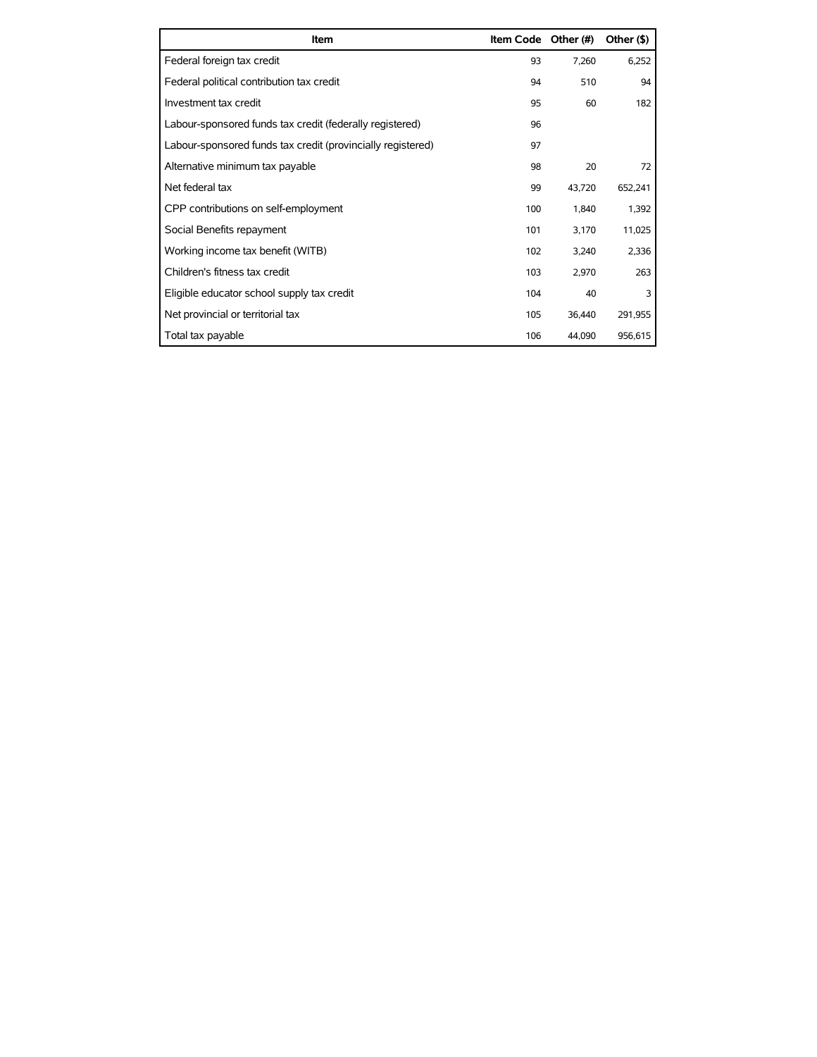| Item | Item Code | Other (#) | Other ($) |
|---|---|---|---|
| Federal foreign tax credit | 93 | 7,260 | 6,252 |
| Federal political contribution tax credit | 94 | 510 | 94 |
| Investment tax credit | 95 | 60 | 182 |
| Labour-sponsored funds tax credit (federally registered) | 96 | | |
| Labour-sponsored funds tax credit (provincially registered) | 97 | | |
| Alternative minimum tax payable | 98 | 20 | 72 |
| Net federal tax | 99 | 43,720 | 652,241 |
| CPP contributions on self-employment | 100 | 1,840 | 1,392 |
| Social Benefits repayment | 101 | 3,170 | 11,025 |
| Working income tax benefit (WITB) | 102 | 3,240 | 2,336 |
| Children's fitness tax credit | 103 | 2,970 | 263 |
| Eligible educator school supply tax credit | 104 | 40 | 3 |
| Net provincial or territorial tax | 105 | 36,440 | 291,955 |
| Total tax payable | 106 | 44,090 | 956,615 |